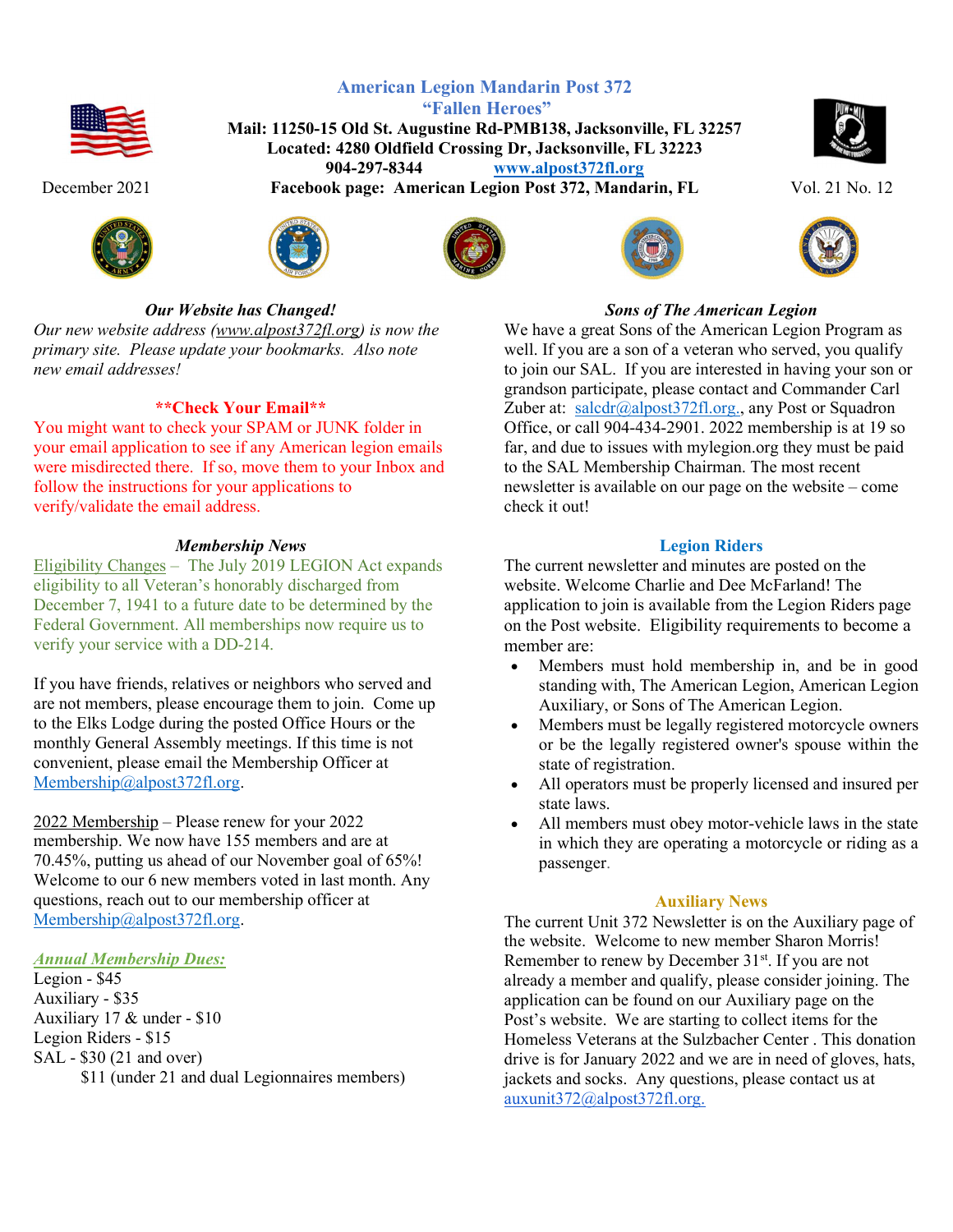# American Legion Mandarin Post 372

## "Fallen Heroes"

**Mail: 11250-15 Old St. Augustine Rd-PMB138, Jacksonville, FL 32257**
**Located: 4280 Oldfield Crossing Dr, Jacksonville, FL 32223**
**904-297-8344 www.alpost372fl.org**
**Facebook page: American Legion Post 372, Mandarin, FL**

December 2021

Vol. 21 No. 12

### *Our Website has Changed!*

*Our new website address (www.alpost372fl.org) is now the primary site. Please update your bookmarks. Also note new email addresses!*

### **Check Your Email**

You might want to check your SPAM or JUNK folder in your email application to see if any American legion emails were misdirected there. If so, move them to your Inbox and follow the instructions for your applications to verify/validate the email address.

### *Membership News*

Eligibility Changes – The July 2019 LEGION Act expands eligibility to all Veteran's honorably discharged from December 7, 1941 to a future date to be determined by the Federal Government. All memberships now require us to verify your service with a DD-214.

If you have friends, relatives or neighbors who served and are not members, please encourage them to join. Come up to the Elks Lodge during the posted Office Hours or the monthly General Assembly meetings. If this time is not convenient, please email the Membership Officer at Membership@alpost372fl.org.

2022 Membership – Please renew for your 2022 membership. We now have 155 members and are at 70.45%, putting us ahead of our November goal of 65%! Welcome to our 6 new members voted in last month. Any questions, reach out to our membership officer at Membership@alpost372fl.org.

***Annual Membership Dues:***

Legion - $45
Auxiliary - $35
Auxiliary 17 & under - $10
Legion Riders - $15
SAL - $30 (21 and over)
$11 (under 21 and dual Legionnaires members)

### *Sons of The American Legion*

We have a great Sons of the American Legion Program as well. If you are a son of a veteran who served, you qualify to join our SAL. If you are interested in having your son or grandson participate, please contact and Commander Carl Zuber at: salcdr@alpost372fl.org., any Post or Squadron Office, or call 904-434-2901. 2022 membership is at 19 so far, and due to issues with mylegion.org they must be paid to the SAL Membership Chairman. The most recent newsletter is available on our page on the website – come check it out!

### Legion Riders

The current newsletter and minutes are posted on the website. Welcome Charlie and Dee McFarland! The application to join is available from the Legion Riders page on the Post website. Eligibility requirements to become a member are:

- Members must hold membership in, and be in good standing with, The American Legion, American Legion Auxiliary, or Sons of The American Legion.
- Members must be legally registered motorcycle owners or be the legally registered owner's spouse within the state of registration.
- All operators must be properly licensed and insured per state laws.
- All members must obey motor-vehicle laws in the state in which they are operating a motorcycle or riding as a passenger.

### Auxiliary News

The current Unit 372 Newsletter is on the Auxiliary page of the website. Welcome to new member Sharon Morris! Remember to renew by December 31st. If you are not already a member and qualify, please consider joining. The application can be found on our Auxiliary page on the Post's website. We are starting to collect items for the Homeless Veterans at the Sulzbacher Center . This donation drive is for January 2022 and we are in need of gloves, hats, jackets and socks. Any questions, please contact us at auxunit372@alpost372fl.org.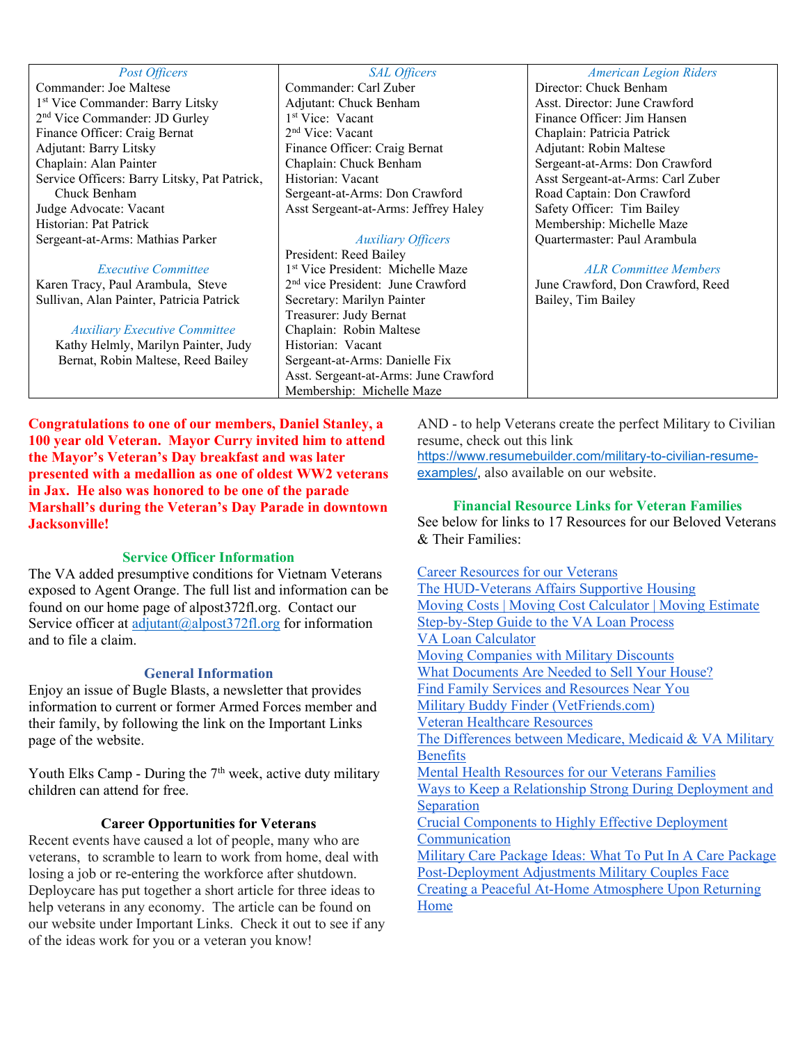| *Post Officers* | *SAL Officers* | *American Legion Riders* |
|---|---|---|
| Commander: Joe Maltese<br>1st Vice Commander: Barry Litsky<br>2nd Vice Commander: JD Gurley<br>Finance Officer: Craig Bernat<br>Adjutant: Barry Litsky<br>Chaplain: Alan Painter<br>Service Officers: Barry Litsky, Pat Patrick, Chuck Benham<br>Judge Advocate: Vacant<br>Historian: Pat Patrick<br>Sergeant-at-Arms: Mathias Parker<br><br>*Executive Committee*<br>Karen Tracy, Paul Arambula, Steve Sullivan, Alan Painter, Patricia Patrick<br><br>*Auxiliary Executive Committee*<br>Kathy Helmly, Marilyn Painter, Judy Bernat, Robin Maltese, Reed Bailey | Commander: Carl Zuber<br>Adjutant: Chuck Benham<br>1st Vice: Vacant<br>2nd Vice: Vacant<br>Finance Officer: Craig Bernat<br>Chaplain: Chuck Benham<br>Historian: Vacant<br>Sergeant-at-Arms: Don Crawford<br>Asst Sergeant-at-Arms: Jeffrey Haley<br><br>*Auxiliary Officers*<br>President: Reed Bailey<br>1st Vice President: Michelle Maze<br>2nd vice President: June Crawford<br>Secretary: Marilyn Painter<br>Treasurer: Judy Bernat<br>Chaplain: Robin Maltese<br>Historian: Vacant<br>Sergeant-at-Arms: Danielle Fix<br>Asst. Sergeant-at-Arms: June Crawford<br>Membership: Michelle Maze | Director: Chuck Benham<br>Asst. Director: June Crawford<br>Finance Officer: Jim Hansen<br>Chaplain: Patricia Patrick<br>Adjutant: Robin Maltese<br>Sergeant-at-Arms: Don Crawford<br>Asst Sergeant-at-Arms: Carl Zuber<br>Road Captain: Don Crawford<br>Safety Officer: Tim Bailey<br>Membership: Michelle Maze<br>Quartermaster: Paul Arambula<br><br>*ALR Committee Members*<br>June Crawford, Don Crawford, Reed Bailey, Tim Bailey |

**Congratulations to one of our members, Daniel Stanley, a 100 year old Veteran. Mayor Curry invited him to attend the Mayor's Veteran's Day breakfast and was later presented with a medallion as one of oldest WW2 veterans in Jax. He also was honored to be one of the parade Marshall's during the Veteran's Day Parade in downtown Jacksonville!**

### Service Officer Information

The VA added presumptive conditions for Vietnam Veterans exposed to Agent Orange. The full list and information can be found on our home page of alpost372fl.org. Contact our Service officer at adjutant@alpost372fl.org for information and to file a claim.

### General Information

Enjoy an issue of Bugle Blasts, a newsletter that provides information to current or former Armed Forces member and their family, by following the link on the Important Links page of the website.

Youth Elks Camp - During the 7th week, active duty military children can attend for free.

### Career Opportunities for Veterans

Recent events have caused a lot of people, many who are veterans, to scramble to learn to work from home, deal with losing a job or re-entering the workforce after shutdown. Deploycare has put together a short article for three ideas to help veterans in any economy. The article can be found on our website under Important Links. Check it out to see if any of the ideas work for you or a veteran you know!

AND - to help Veterans create the perfect Military to Civilian resume, check out this link https://www.resumebuilder.com/military-to-civilian-resume-examples/, also available on our website.

### Financial Resource Links for Veteran Families

See below for links to 17 Resources for our Beloved Veterans & Their Families:

- Career Resources for our Veterans
- The HUD-Veterans Affairs Supportive Housing
- Moving Costs | Moving Cost Calculator | Moving Estimate
- Step-by-Step Guide to the VA Loan Process
- VA Loan Calculator
- Moving Companies with Military Discounts
- What Documents Are Needed to Sell Your House?
- Find Family Services and Resources Near You
- Military Buddy Finder (VetFriends.com)
- Veteran Healthcare Resources
- The Differences between Medicare, Medicaid & VA Military Benefits
- Mental Health Resources for our Veterans Families
- Ways to Keep a Relationship Strong During Deployment and Separation
- Crucial Components to Highly Effective Deployment Communication
- Military Care Package Ideas: What To Put In A Care Package
- Post-Deployment Adjustments Military Couples Face
- Creating a Peaceful At-Home Atmosphere Upon Returning Home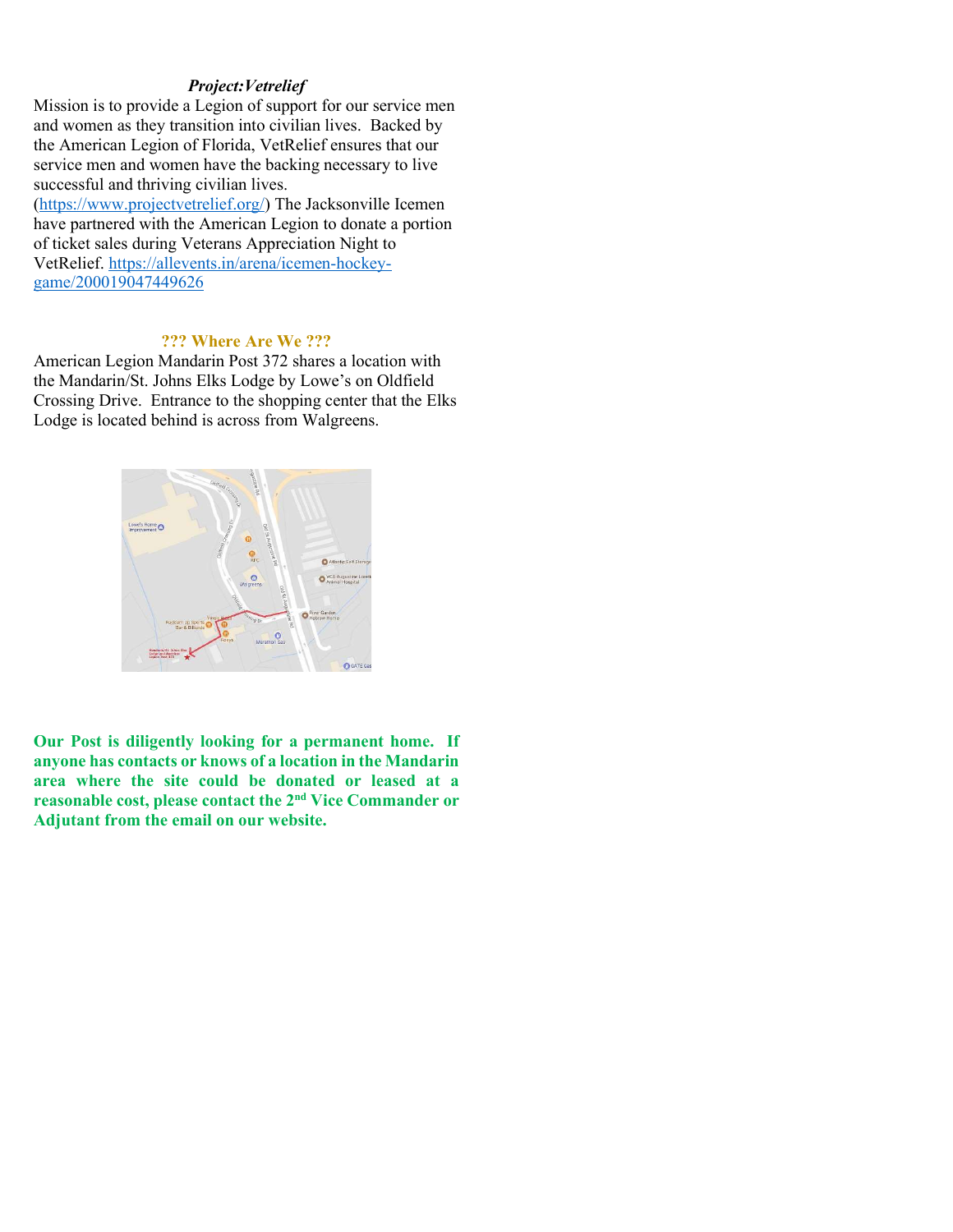### ***Project:Vetrelief***

Mission is to provide a Legion of support for our service men and women as they transition into civilian lives. Backed by the American Legion of Florida, VetRelief ensures that our service men and women have the backing necessary to live successful and thriving civilian lives. (https://www.projectvetrelief.org/) The Jacksonville Icemen have partnered with the American Legion to donate a portion of ticket sales during Veterans Appreciation Night to VetRelief. https://allevents.in/arena/icemen-hockey-game/200019047449626

### ??? Where Are We ???

American Legion Mandarin Post 372 shares a location with the Mandarin/St. Johns Elks Lodge by Lowe's on Oldfield Crossing Drive. Entrance to the shopping center that the Elks Lodge is located behind is across from Walgreens.

**Our Post is diligently looking for a permanent home. If anyone has contacts or knows of a location in the Mandarin area where the site could be donated or leased at a reasonable cost, please contact the 2nd Vice Commander or Adjutant from the email on our website.**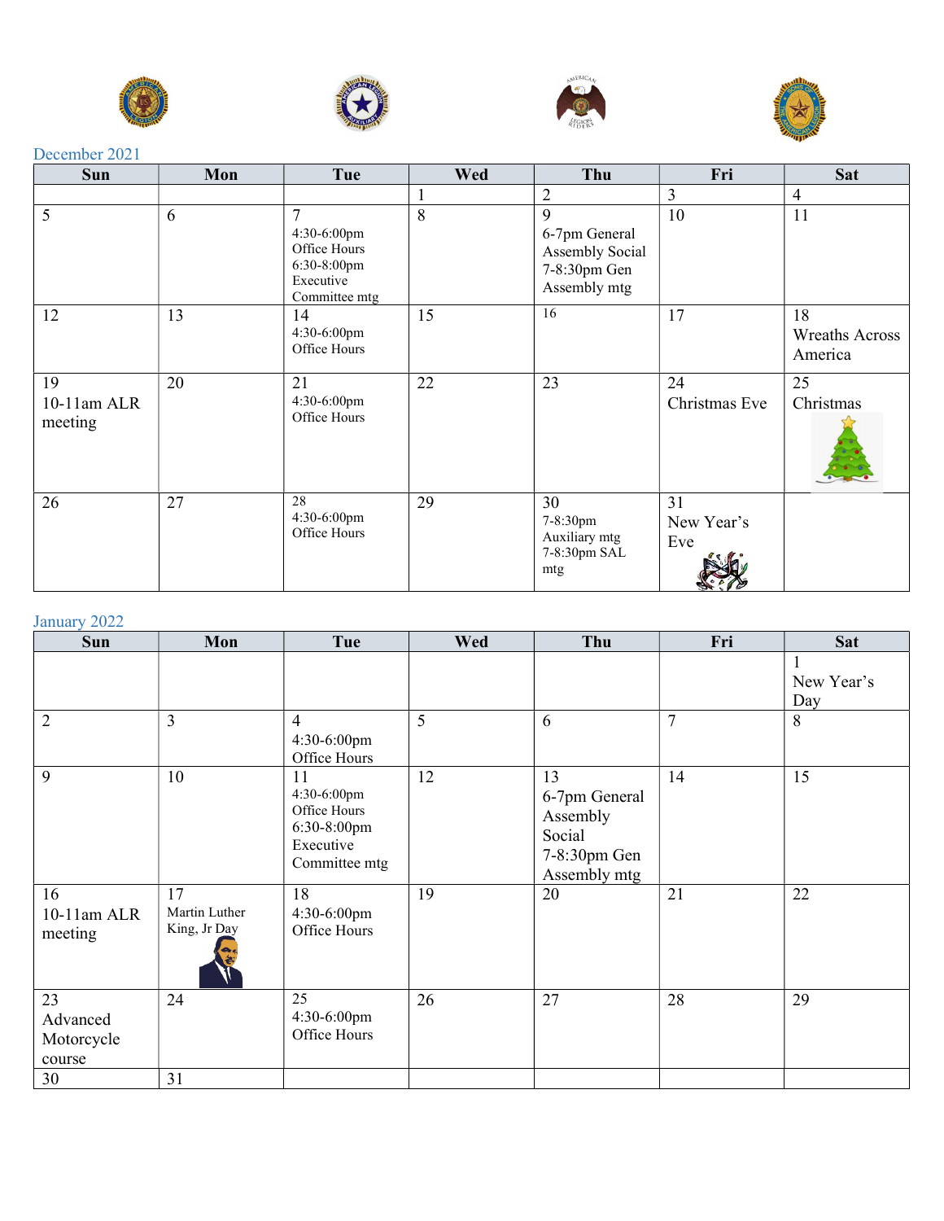December 2021

| Sun | Mon | Tue | Wed | Thu | Fri | Sat |
|---|---|---|---|---|---|---|
| | | | 1 | 2 | 3 | 4 |
| 5 | 6 | 7<br>4:30-6:00pm Office Hours<br>6:30-8:00pm Executive Committee mtg | 8 | 9<br>6-7pm General Assembly Social<br>7-8:30pm Gen Assembly mtg | 10 | 11 |
| 12 | 13 | 14<br>4:30-6:00pm Office Hours | 15 | 16 | 17 | 18<br>Wreaths Across America |
| 19<br>10-11am ALR meeting | 20 | 21<br>4:30-6:00pm Office Hours | 22 | 23 | 24<br>Christmas Eve | 25<br>Christmas |
| 26 | 27 | 28<br>4:30-6:00pm Office Hours | 29 | 30<br>7-8:30pm Auxiliary mtg<br>7-8:30pm SAL mtg | 31<br>New Year's Eve | |

January 2022

| Sun | Mon | Tue | Wed | Thu | Fri | Sat |
|---|---|---|---|---|---|---|
| | | | | | | 1<br>New Year's Day |
| 2 | 3 | 4<br>4:30-6:00pm Office Hours | 5 | 6 | 7 | 8 |
| 9 | 10 | 11<br>4:30-6:00pm Office Hours<br>6:30-8:00pm Executive Committee mtg | 12 | 13<br>6-7pm General Assembly Social<br>7-8:30pm Gen Assembly mtg | 14 | 15 |
| 16<br>10-11am ALR meeting | 17<br>Martin Luther King, Jr Day | 18<br>4:30-6:00pm Office Hours | 19 | 20 | 21 | 22 |
| 23<br>Advanced Motorcycle course | 24 | 25<br>4:30-6:00pm Office Hours | 26 | 27 | 28 | 29 |
| 30 | 31 | | | | | |